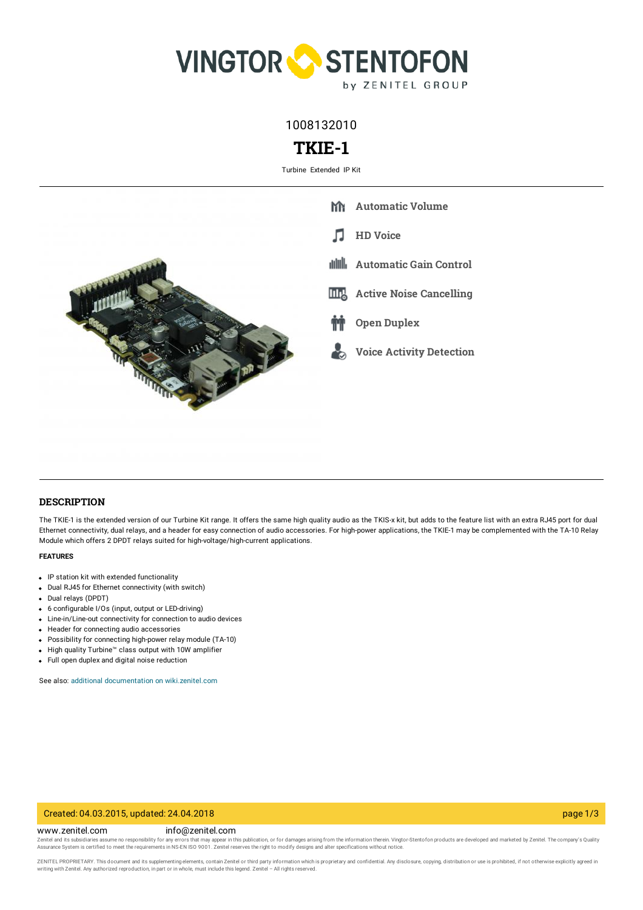1008132010

# TKIE-1

Turbine Extended IP Kit

- Automatic Volume
- HD Voice
- Automatic Gain Control
- Active Noise Cancelling
- Open Duplex
- Voice Activity Detection

## DESCRIPTION

The TKIE-1 is the extended version of our Turbine Kit range. It offers the same high quality audio as the TKIS-x kit, but adds to the feature list with an extra RJ45 port for dual Ethernet connectivity, dual relays, and a header for easy connection of audio accessories. For high-power applications, the TKIE-1 may be complemented with the TA-10 Relay Module which offers 2 DPDT relays suited for high-voltage/high-current applications.

#### FEATURES

- IP station kit with extended functionality
- Dual RJ45 for Ethernet connectivity (with switch)
- Dual relays (DPDT)
- 6 configurable I/Os (input, output or LED-driving)
- Line-in/Line-out connectivity for connection to audio devices
- Header for connecting audio accessories
- Possibility for connecting high-power relay module (TA-10)
- High quality Turbine™ class output with 10W amplifier
- Full open duplex and digital noise reduction

See also: additional documentation on wiki.zenitel.com

Created: 04.03.2015, updated: 24.04.2018

www.zenitel.com info@zenitel.com

Zenitel and its subsidiaries assume no responsibility for any errors that may appear in this publication, or for damages arising from the information therein. Vingtor-Stentofon products are developed and marketed by Zenitel. The company's Quality Assurance System is certified to meet the requirements in NS-EN ISO 9001. Zenitel reserves the right to modify designs and alter specifications without notice.

ZENITEL PROPRIETARY. This document and its supplementing elements, contain Zenitel or third party information which is proprietary and confidential. Any disclosure, copying, distribution or use is prohibited, if not otherwise explicitly agreed in writing with Zenitel. Any authorized reproduction, in part or in whole, must include this legend. Zenitel – All rights reserved.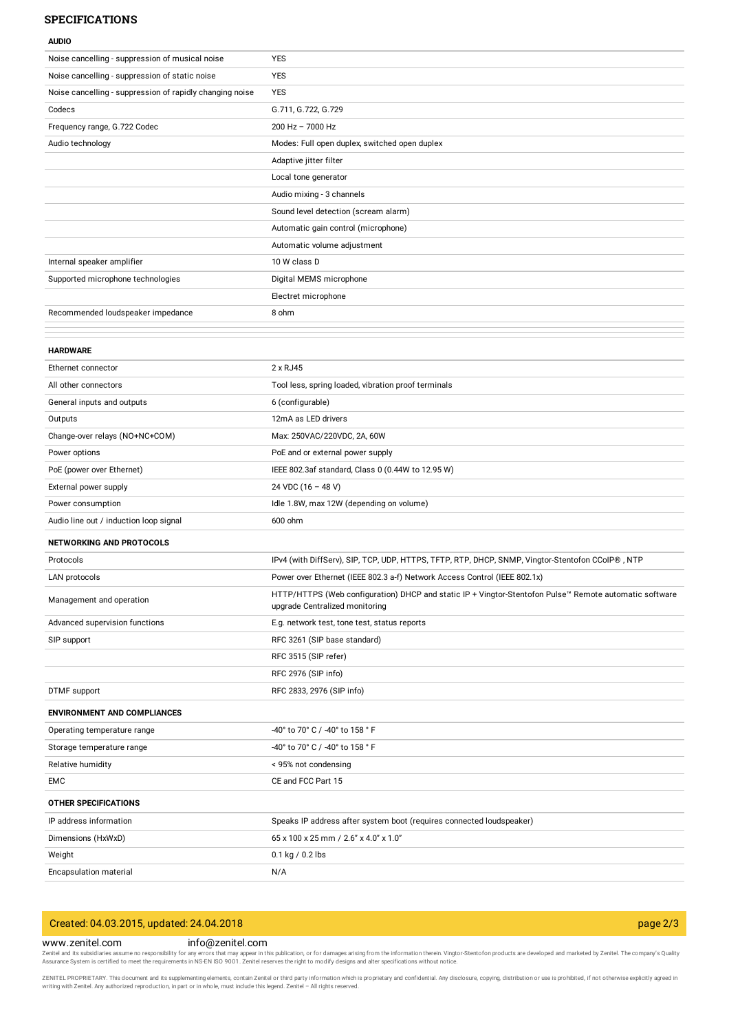## SPECIFICATIONS

### AUDIO

| | |
|---|---|
| Noise cancelling - suppression of musical noise | YES |
| Noise cancelling - suppression of static noise | YES |
| Noise cancelling - suppression of rapidly changing noise | YES |
| Codecs | G.711, G.722, G.729 |
| Frequency range, G.722 Codec | 200 Hz – 7000 Hz |
| Audio technology | Modes: Full open duplex, switched open duplex |
| | Adaptive jitter filter |
| | Local tone generator |
| | Audio mixing - 3 channels |
| | Sound level detection (scream alarm) |
| | Automatic gain control (microphone) |
| | Automatic volume adjustment |
| Internal speaker amplifier | 10 W class D |
| Supported microphone technologies | Digital MEMS microphone |
| | Electret microphone |
| Recommended loudspeaker impedance | 8 ohm |

### HARDWARE

| | |
|---|---|
| Ethernet connector | 2 x RJ45 |
| All other connectors | Tool less, spring loaded, vibration proof terminals |
| General inputs and outputs | 6 (configurable) |
| Outputs | 12mA as LED drivers |
| Change-over relays (NO+NC+COM) | Max: 250VAC/220VDC, 2A, 60W |
| Power options | PoE and or external power supply |
| PoE (power over Ethernet) | IEEE 802.3af standard, Class 0 (0.44W to 12.95 W) |
| External power supply | 24 VDC (16 – 48 V) |
| Power consumption | Idle 1.8W, max 12W (depending on volume) |
| Audio line out / induction loop signal | 600 ohm |

### NETWORKING AND PROTOCOLS

| | |
|---|---|
| Protocols | IPv4 (with DiffServ), SIP, TCP, UDP, HTTPS, TFTP, RTP, DHCP, SNMP, Vingtor-Stentofon CCoIP®, NTP |
| LAN protocols | Power over Ethernet (IEEE 802.3 a-f) Network Access Control (IEEE 802.1x) |
| Management and operation | HTTP/HTTPS (Web configuration) DHCP and static IP + Vingtor-Stentofon Pulse™ Remote automatic software upgrade Centralized monitoring |
| Advanced supervision functions | E.g. network test, tone test, status reports |
| SIP support | RFC 3261 (SIP base standard) |
| | RFC 3515 (SIP refer) |
| | RFC 2976 (SIP info) |
| DTMF support | RFC 2833, 2976 (SIP info) |

### ENVIRONMENT AND COMPLIANCES

| | |
|---|---|
| Operating temperature range | -40° to 70° C / -40° to 158 ° F |
| Storage temperature range | -40° to 70° C / -40° to 158 ° F |
| Relative humidity | < 95% not condensing |
| EMC | CE and FCC Part 15 |

### OTHER SPECIFICATIONS

| | |
|---|---|
| IP address information | Speaks IP address after system boot (requires connected loudspeaker) |
| Dimensions (HxWxD) | 65 x 100 x 25 mm / 2.6" x 4.0" x 1.0" |
| Weight | 0.1 kg / 0.2 lbs |
| Encapsulation material | N/A |

Created: 04.03.2015, updated: 24.04.2018

www.zenitel.com info@zenitel.com

Zenitel and its subsidiaries assume no responsibility for any errors that may appear in this publication, or for damages arising from the information therein. Vingtor-Stentofon products are developed and marketed by Zenitel. The company's Quality Assurance System is certified to meet the requirements in NS-EN ISO 9001. Zenitel reserves the right to modify designs and alter specifications without notice.

ZENITEL PROPRIETARY. This document and its supplementing elements, contain Zenitel or third party information which is proprietary and confidential. Any disclosure, copying, distribution or use is prohibited, if not otherwise explicitly agreed in writing with Zenitel. Any authorized reproduction, in part or in whole, must include this legend. Zenitel – All rights reserved.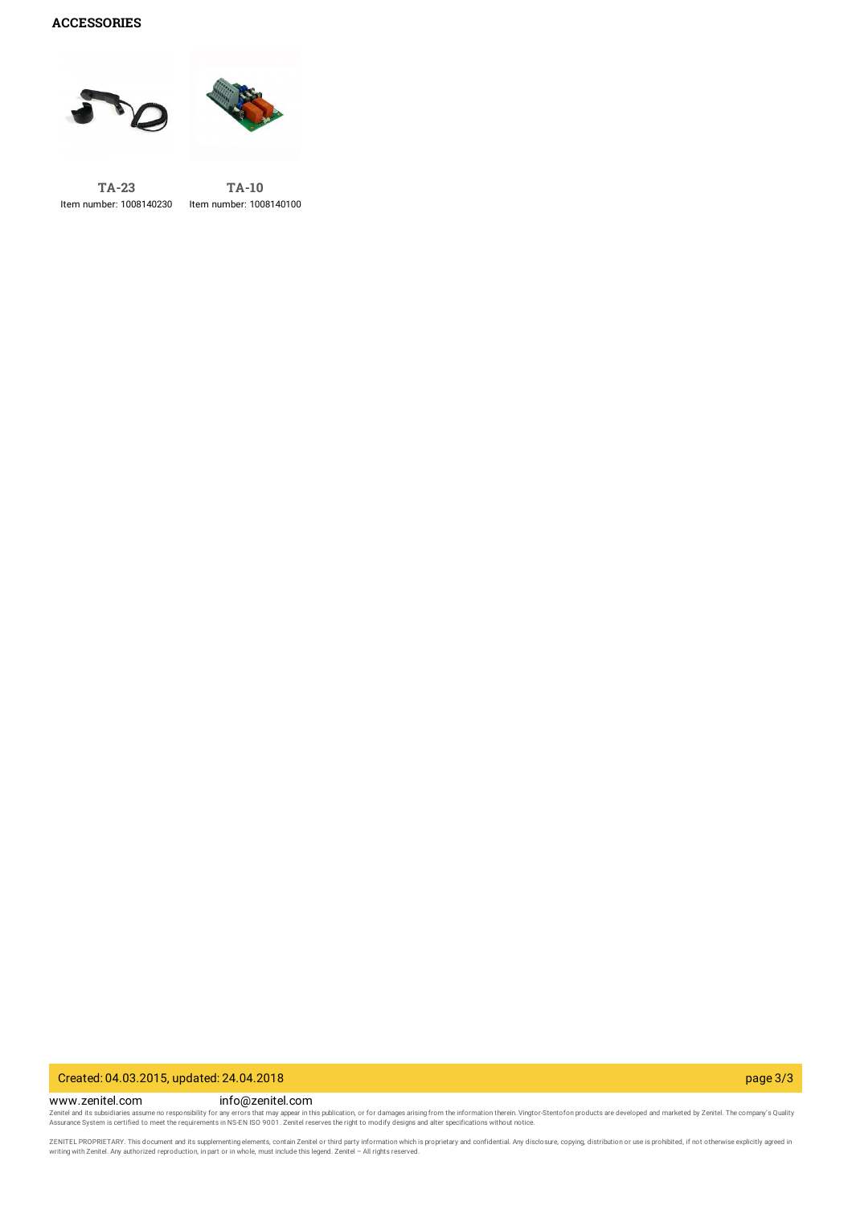## ACCESSORIES

**TA-23**
Item number: 1008140230

**TA-10**
Item number: 1008140100

Created: 04.03.2015, updated: 24.04.2018

www.zenitel.com info@zenitel.com

Zenitel and its subsidiaries assume no responsibility for any errors that may appear in this publication, or for damages arising from the information therein. Vingtor-Stentofon products are developed and marketed by Zenitel. The company's Quality Assurance System is certified to meet the requirements in NS-EN ISO 9001. Zenitel reserves the right to modify designs and alter specifications without notice.

ZENITEL PROPRIETARY. This document and its supplementing elements, contain Zenitel or third party information which is proprietary and confidential. Any disclosure, copying, distribution or use is prohibited, if not otherwise explicitly agreed in writing with Zenitel. Any authorized reproduction, in part or in whole, must include this legend. Zenitel – All rights reserved.